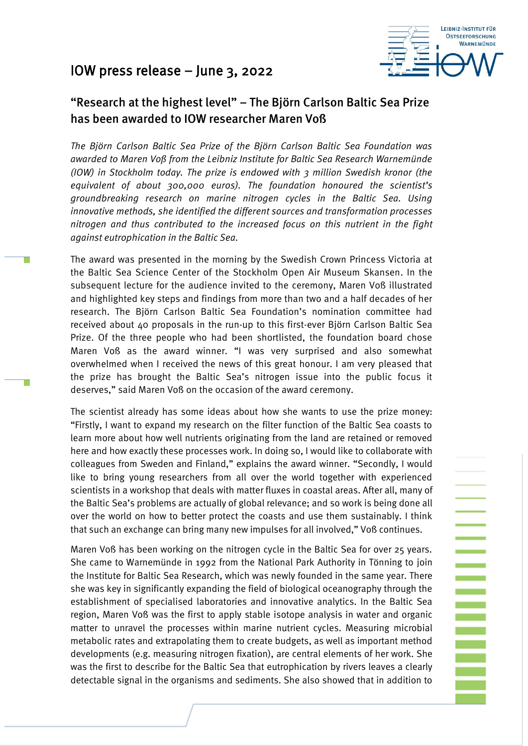# IOW press release – June 3, 2022

## "Research at the highest level" – The Björn Carlson Baltic Sea Prize has been awarded to IOW researcher Maren Voß

*The Björn Carlson Baltic Sea Prize of the Björn Carlson Baltic Sea Foundation was awarded to Maren Voß from the Leibniz Institute for Baltic Sea Research Warnemünde (IOW) in Stockholm today. The prize is endowed with 3 million Swedish kronor (the equivalent of about 300,000 euros). The foundation honoured the scientist's groundbreaking research on marine nitrogen cycles in the Baltic Sea. Using innovative methods, she identified the different sources and transformation processes nitrogen and thus contributed to the increased focus on this nutrient in the fight against eutrophication in the Baltic Sea.*

The award was presented in the morning by the Swedish Crown Princess Victoria at the Baltic Sea Science Center of the Stockholm Open Air Museum Skansen. In the subsequent lecture for the audience invited to the ceremony, Maren Voß illustrated and highlighted key steps and findings from more than two and a half decades of her research. The Björn Carlson Baltic Sea Foundation's nomination committee had received about 40 proposals in the run-up to this first-ever Björn Carlson Baltic Sea Prize. Of the three people who had been shortlisted, the foundation board chose Maren Voß as the award winner. "I was very surprised and also somewhat overwhelmed when I received the news of this great honour. I am very pleased that the prize has brought the Baltic Sea's nitrogen issue into the public focus it deserves," said Maren Voß on the occasion of the award ceremony.

The scientist already has some ideas about how she wants to use the prize money: "Firstly, I want to expand my research on the filter function of the Baltic Sea coasts to learn more about how well nutrients originating from the land are retained or removed here and how exactly these processes work. In doing so, I would like to collaborate with colleagues from Sweden and Finland," explains the award winner. "Secondly, I would like to bring young researchers from all over the world together with experienced scientists in a workshop that deals with matter fluxes in coastal areas. After all, many of the Baltic Sea's problems are actually of global relevance; and so work is being done all over the world on how to better protect the coasts and use them sustainably. I think that such an exchange can bring many new impulses for all involved," Voß continues.

Maren Voß has been working on the nitrogen cycle in the Baltic Sea for over 25 years. She came to Warnemünde in 1992 from the National Park Authority in Tönning to join the Institute for Baltic Sea Research, which was newly founded in the same year. There she was key in significantly expanding the field of biological oceanography through the establishment of specialised laboratories and innovative analytics. In the Baltic Sea region, Maren Voß was the first to apply stable isotope analysis in water and organic matter to unravel the processes within marine nutrient cycles. Measuring microbial metabolic rates and extrapolating them to create budgets, as well as important method developments (e.g. measuring nitrogen fixation), are central elements of her work. She was the first to describe for the Baltic Sea that eutrophication by rivers leaves a clearly detectable signal in the organisms and sediments. She also showed that in addition to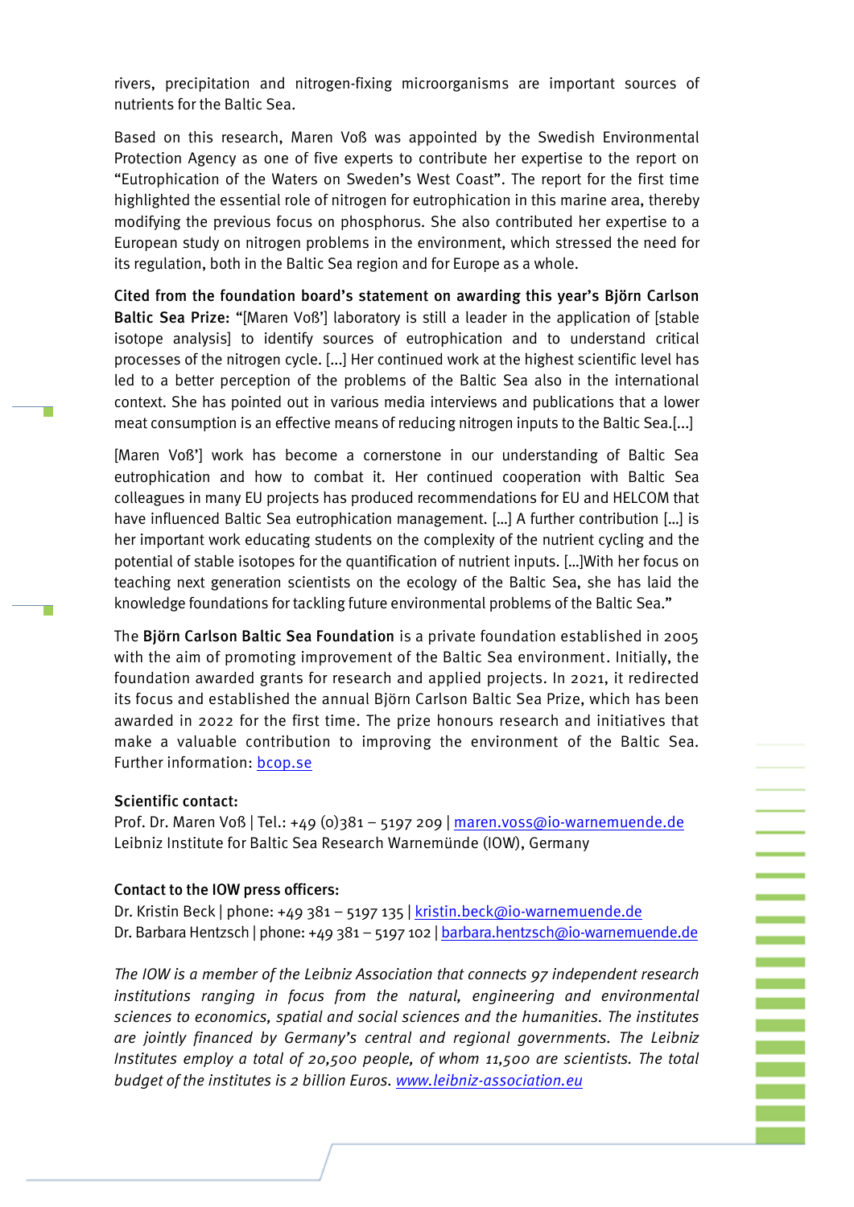rivers, precipitation and nitrogen-fixing microorganisms are important sources of nutrients for the Baltic Sea.

Based on this research, Maren Voß was appointed by the Swedish Environmental Protection Agency as one of five experts to contribute her expertise to the report on "Eutrophication of the Waters on Sweden's West Coast". The report for the first time highlighted the essential role of nitrogen for eutrophication in this marine area, thereby modifying the previous focus on phosphorus. She also contributed her expertise to a European study on nitrogen problems in the environment, which stressed the need for its regulation, both in the Baltic Sea region and for Europe as a whole.

**Cited from the foundation board's statement on awarding this year's Björn Carlson Baltic Sea Prize:** "[Maren Voß'] laboratory is still a leader in the application of [stable isotope analysis] to identify sources of eutrophication and to understand critical processes of the nitrogen cycle. [...] Her continued work at the highest scientific level has led to a better perception of the problems of the Baltic Sea also in the international context. She has pointed out in various media interviews and publications that a lower meat consumption is an effective means of reducing nitrogen inputs to the Baltic Sea.[...]

[Maren Voß'] work has become a cornerstone in our understanding of Baltic Sea eutrophication and how to combat it. Her continued cooperation with Baltic Sea colleagues in many EU projects has produced recommendations for EU and HELCOM that have influenced Baltic Sea eutrophication management. [...] A further contribution [...] is her important work educating students on the complexity of the nutrient cycling and the potential of stable isotopes for the quantification of nutrient inputs. [...]With her focus on teaching next generation scientists on the ecology of the Baltic Sea, she has laid the knowledge foundations for tackling future environmental problems of the Baltic Sea."

The **Björn Carlson Baltic Sea Foundation** is a private foundation established in 2005 with the aim of promoting improvement of the Baltic Sea environment. Initially, the foundation awarded grants for research and applied projects. In 2021, it redirected its focus and established the annual Björn Carlson Baltic Sea Prize, which has been awarded in 2022 for the first time. The prize honours research and initiatives that make a valuable contribution to improving the environment of the Baltic Sea. Further information: bcop.se

**Scientific contact:**
Prof. Dr. Maren Voß | Tel.: +49 (0)381 – 5197 209 | maren.voss@io-warnemuende.de
Leibniz Institute for Baltic Sea Research Warnemünde (IOW), Germany

**Contact to the IOW press officers:**
Dr. Kristin Beck | phone: +49 381 – 5197 135 | kristin.beck@io-warnemuende.de
Dr. Barbara Hentzsch | phone: +49 381 – 5197 102 | barbara.hentzsch@io-warnemuende.de

*The IOW is a member of the Leibniz Association that connects 97 independent research institutions ranging in focus from the natural, engineering and environmental sciences to economics, spatial and social sciences and the humanities. The institutes are jointly financed by Germany's central and regional governments. The Leibniz Institutes employ a total of 20,500 people, of whom 11,500 are scientists. The total budget of the institutes is 2 billion Euros. www.leibniz-association.eu*